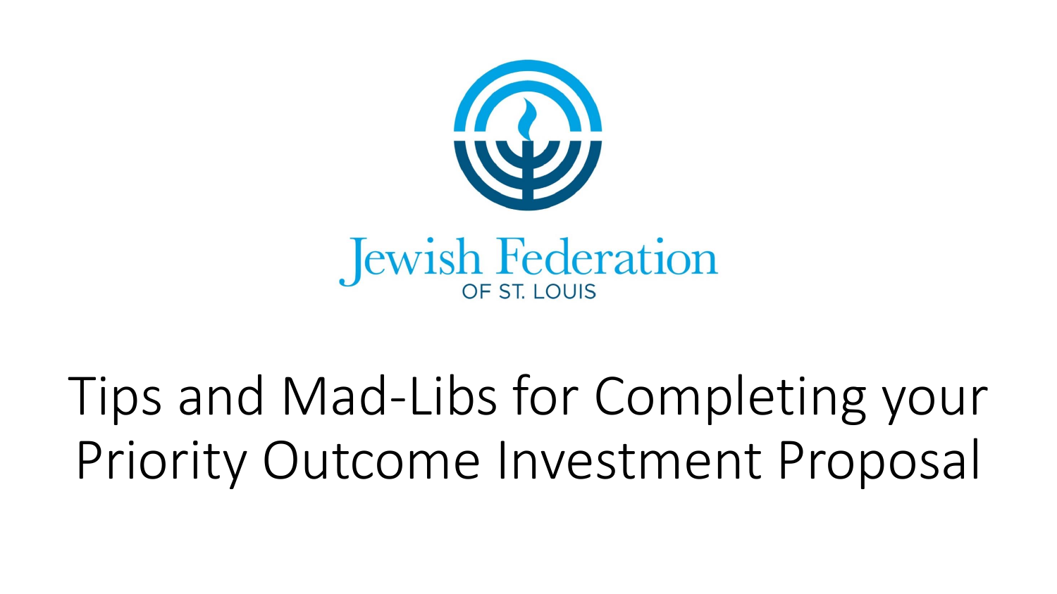Jewish Federation

OF ST. LOUIS

# Tips and Mad-Libs for Completing your Priority Outcome Investment Proposal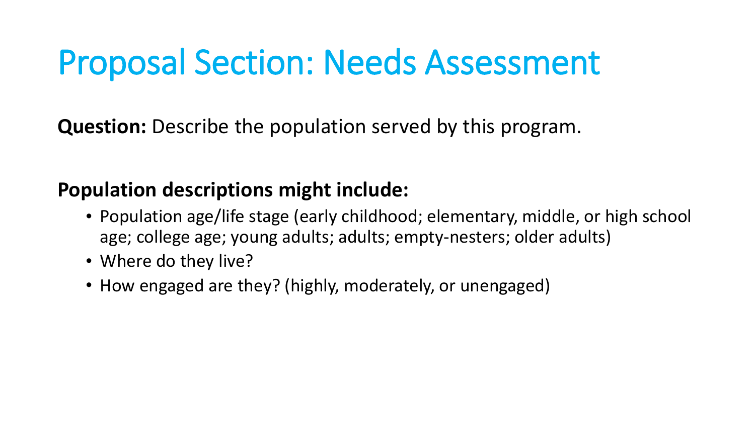# Proposal Section: Needs Assessment

**Question:** Describe the population served by this program.

**Population descriptions might include:**

- Population age/life stage (early childhood; elementary, middle, or high school age; college age; young adults; adults; empty-nesters; older adults)
- Where do they live?
- How engaged are they? (highly, moderately, or unengaged)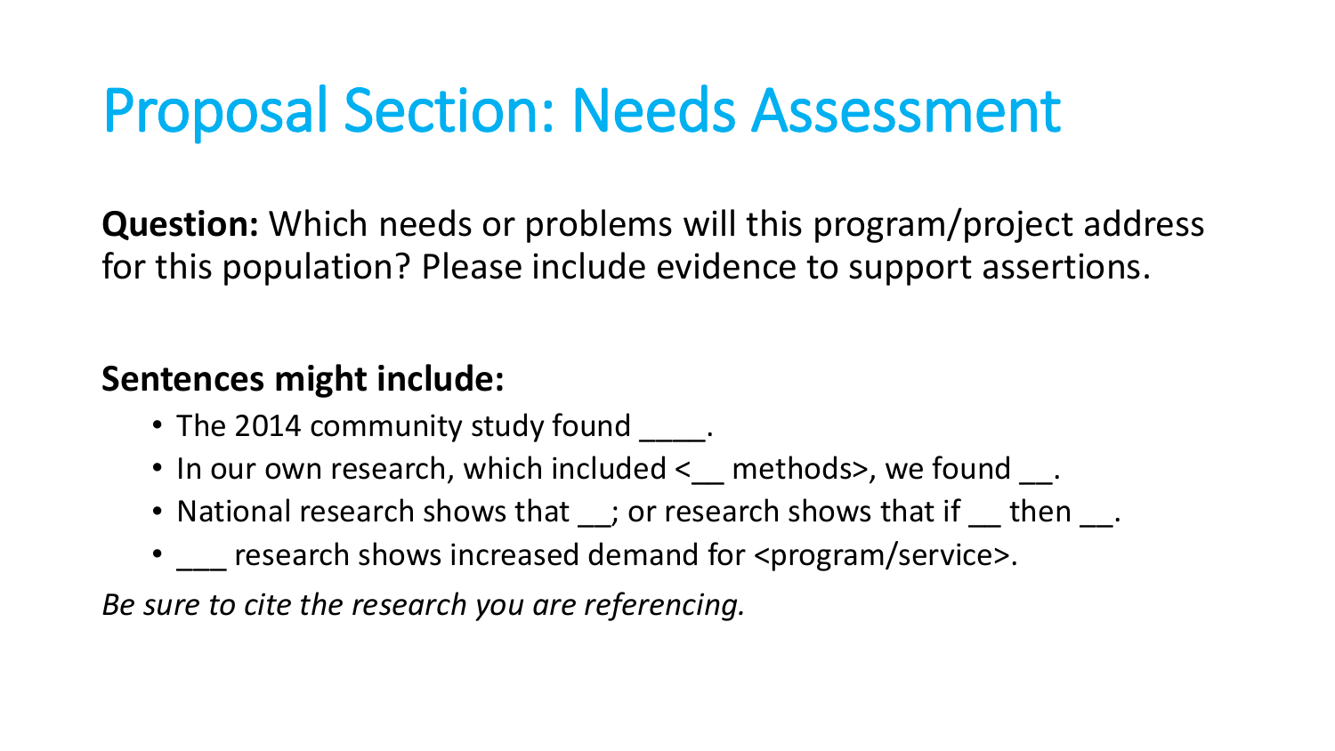# Proposal Section: Needs Assessment

**Question:** Which needs or problems will this program/project address for this population? Please include evidence to support assertions.

**Sentences might include:**

- The 2014 community study found ____.
- In our own research, which included <__ methods>, we found __.
- National research shows that __; or research shows that if __ then __.
- ___ research shows increased demand for <program/service>.

*Be sure to cite the research you are referencing.*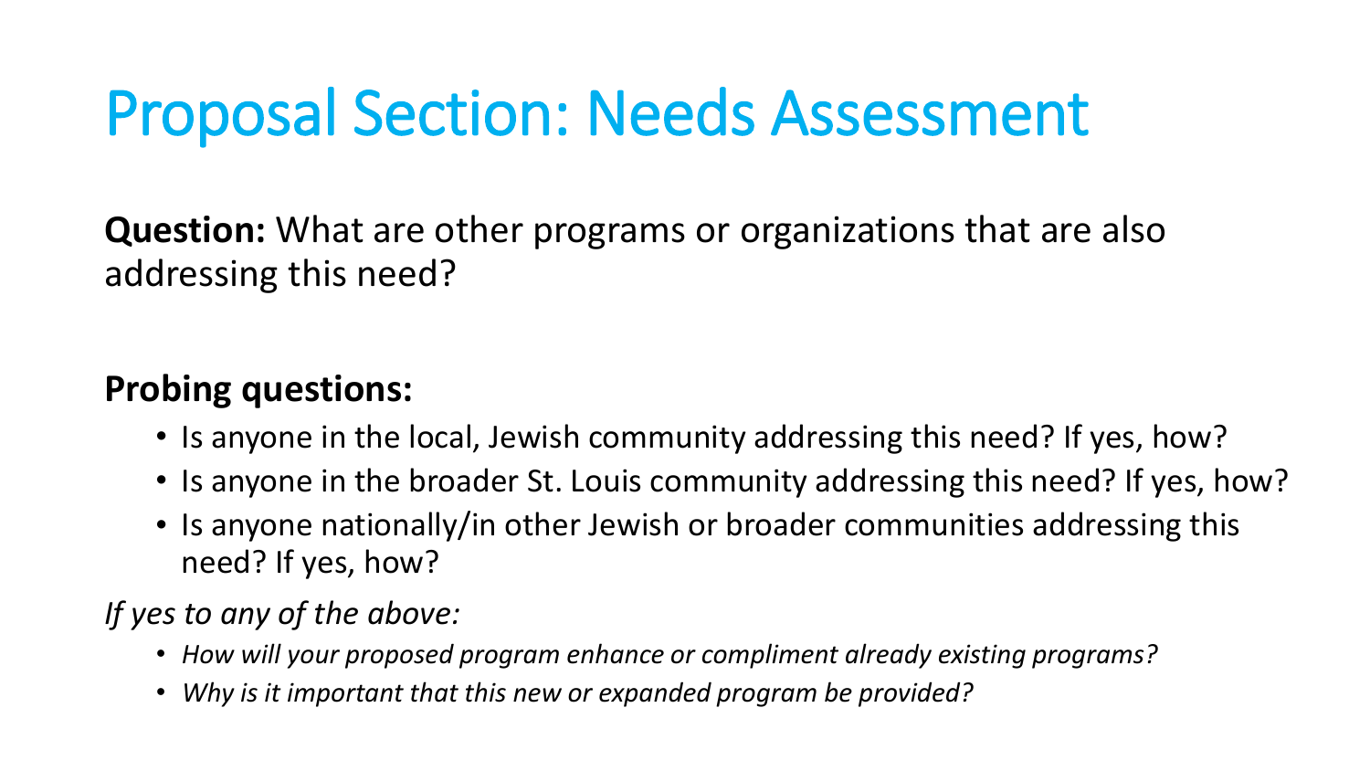# Proposal Section: Needs Assessment

**Question:** What are other programs or organizations that are also addressing this need?

**Probing questions:**

- Is anyone in the local, Jewish community addressing this need? If yes, how?
- Is anyone in the broader St. Louis community addressing this need? If yes, how?
- Is anyone nationally/in other Jewish or broader communities addressing this need? If yes, how?

*If yes to any of the above:*

- *How will your proposed program enhance or compliment already existing programs?*
- *Why is it important that this new or expanded program be provided?*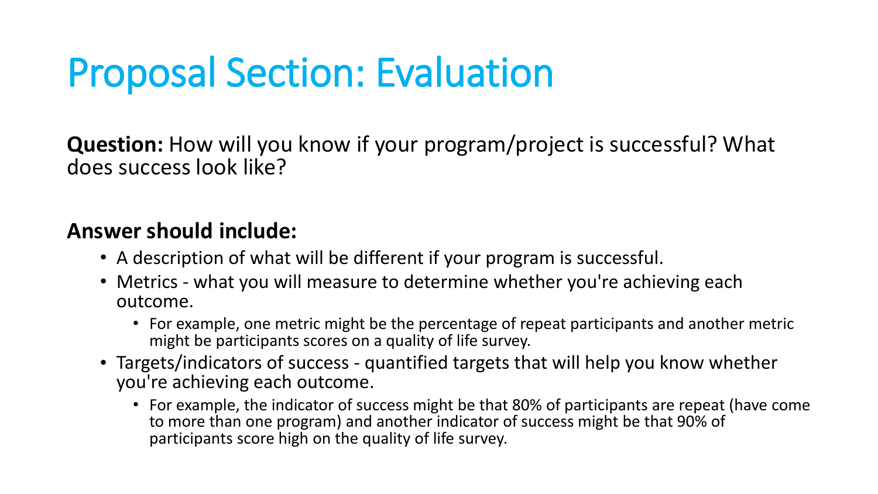# Proposal Section: Evaluation

**Question:** How will you know if your program/project is successful? What does success look like?

**Answer should include:**

- A description of what will be different if your program is successful.
- Metrics - what you will measure to determine whether you're achieving each outcome.
  - For example, one metric might be the percentage of repeat participants and another metric might be participants scores on a quality of life survey.
- Targets/indicators of success - quantified targets that will help you know whether you're achieving each outcome.
  - For example, the indicator of success might be that 80% of participants are repeat (have come to more than one program) and another indicator of success might be that 90% of participants score high on the quality of life survey.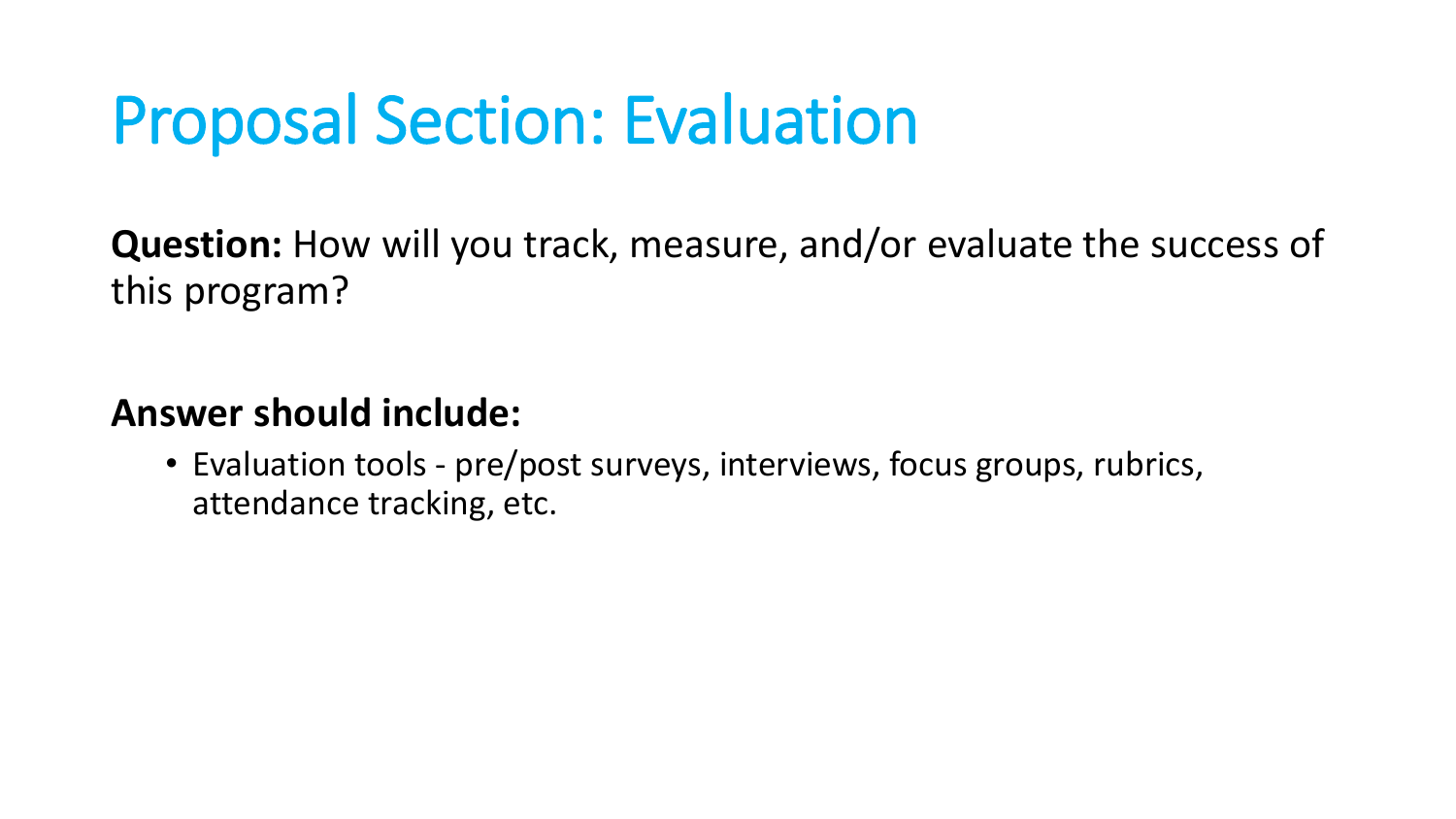# Proposal Section: Evaluation

**Question:** How will you track, measure, and/or evaluate the success of this program?

**Answer should include:**

- Evaluation tools - pre/post surveys, interviews, focus groups, rubrics, attendance tracking, etc.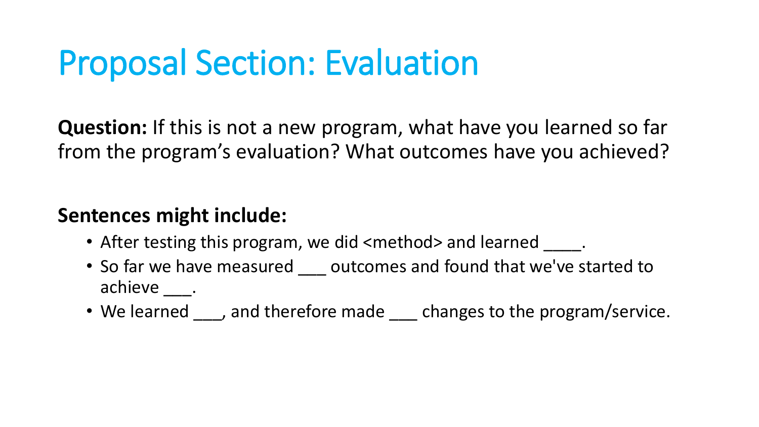# Proposal Section: Evaluation

**Question:** If this is not a new program, what have you learned so far from the program's evaluation? What outcomes have you achieved?

**Sentences might include:**

- After testing this program, we did <method> and learned ____.
- So far we have measured ___ outcomes and found that we've started to achieve ___.
- We learned ___, and therefore made ___ changes to the program/service.